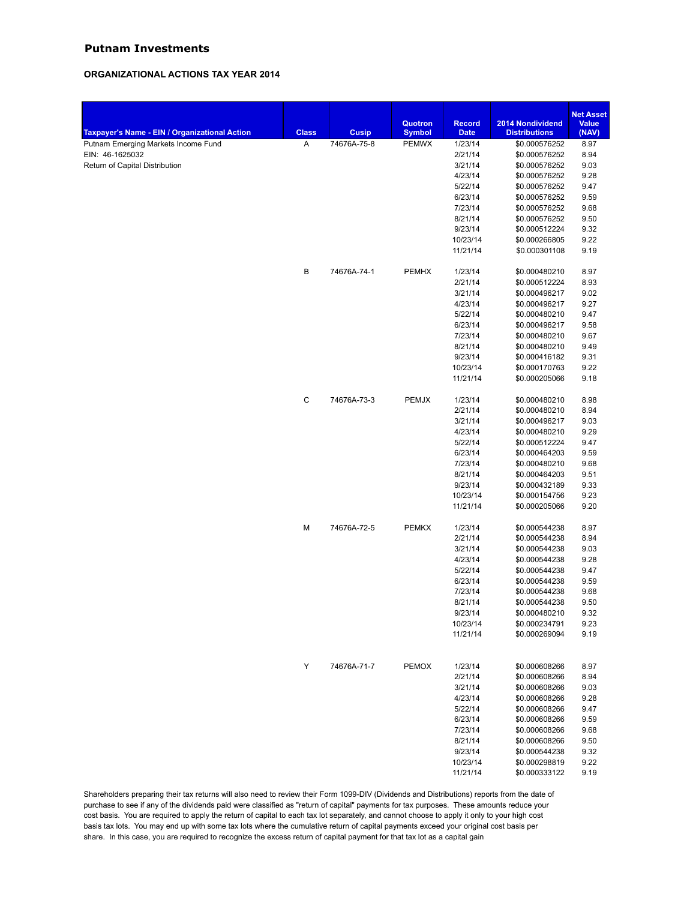## Putnam Investments

### ORGANIZATIONAL ACTIONS TAX YEAR 2014

| Taxpayer's Name - EIN / Organizational Action | Class | Cusip | Quotron Symbol | Record Date | 2014 Nondividend Distributions | Net Asset Value (NAV) |
|---|---|---|---|---|---|---|
| Putnam Emerging Markets Income Fund | A | 74676A-75-8 | PEMWX | 1/23/14 | $0.000576252 | 8.97 |
| EIN: 46-1625032 | | | | 2/21/14 | $0.000576252 | 8.94 |
| Return of Capital Distribution | | | | 3/21/14 | $0.000576252 | 9.03 |
| | | | | 4/23/14 | $0.000576252 | 9.28 |
| | | | | 5/22/14 | $0.000576252 | 9.47 |
| | | | | 6/23/14 | $0.000576252 | 9.59 |
| | | | | 7/23/14 | $0.000576252 | 9.68 |
| | | | | 8/21/14 | $0.000576252 | 9.50 |
| | | | | 9/23/14 | $0.000512224 | 9.32 |
| | | | | 10/23/14 | $0.000266805 | 9.22 |
| | | | | 11/21/14 | $0.000301108 | 9.19 |
| | B | 74676A-74-1 | PEMHX | 1/23/14 | $0.000480210 | 8.97 |
| | | | | 2/21/14 | $0.000512224 | 8.93 |
| | | | | 3/21/14 | $0.000496217 | 9.02 |
| | | | | 4/23/14 | $0.000496217 | 9.27 |
| | | | | 5/22/14 | $0.000480210 | 9.47 |
| | | | | 6/23/14 | $0.000496217 | 9.58 |
| | | | | 7/23/14 | $0.000480210 | 9.67 |
| | | | | 8/21/14 | $0.000480210 | 9.49 |
| | | | | 9/23/14 | $0.000416182 | 9.31 |
| | | | | 10/23/14 | $0.000170763 | 9.22 |
| | | | | 11/21/14 | $0.000205066 | 9.18 |
| | C | 74676A-73-3 | PEMJX | 1/23/14 | $0.000480210 | 8.98 |
| | | | | 2/21/14 | $0.000480210 | 8.94 |
| | | | | 3/21/14 | $0.000496217 | 9.03 |
| | | | | 4/23/14 | $0.000480210 | 9.29 |
| | | | | 5/22/14 | $0.000512224 | 9.47 |
| | | | | 6/23/14 | $0.000464203 | 9.59 |
| | | | | 7/23/14 | $0.000480210 | 9.68 |
| | | | | 8/21/14 | $0.000464203 | 9.51 |
| | | | | 9/23/14 | $0.000432189 | 9.33 |
| | | | | 10/23/14 | $0.000154756 | 9.23 |
| | | | | 11/21/14 | $0.000205066 | 9.20 |
| | M | 74676A-72-5 | PEMKX | 1/23/14 | $0.000544238 | 8.97 |
| | | | | 2/21/14 | $0.000544238 | 8.94 |
| | | | | 3/21/14 | $0.000544238 | 9.03 |
| | | | | 4/23/14 | $0.000544238 | 9.28 |
| | | | | 5/22/14 | $0.000544238 | 9.47 |
| | | | | 6/23/14 | $0.000544238 | 9.59 |
| | | | | 7/23/14 | $0.000544238 | 9.68 |
| | | | | 8/21/14 | $0.000544238 | 9.50 |
| | | | | 9/23/14 | $0.000480210 | 9.32 |
| | | | | 10/23/14 | $0.000234791 | 9.23 |
| | | | | 11/21/14 | $0.000269094 | 9.19 |
| | Y | 74676A-71-7 | PEMOX | 1/23/14 | $0.000608266 | 8.97 |
| | | | | 2/21/14 | $0.000608266 | 8.94 |
| | | | | 3/21/14 | $0.000608266 | 9.03 |
| | | | | 4/23/14 | $0.000608266 | 9.28 |
| | | | | 5/22/14 | $0.000608266 | 9.47 |
| | | | | 6/23/14 | $0.000608266 | 9.59 |
| | | | | 7/23/14 | $0.000608266 | 9.68 |
| | | | | 8/21/14 | $0.000608266 | 9.50 |
| | | | | 9/23/14 | $0.000544238 | 9.32 |
| | | | | 10/23/14 | $0.000298819 | 9.22 |
| | | | | 11/21/14 | $0.000333122 | 9.19 |

Shareholders preparing their tax returns will also need to review their Form 1099-DIV (Dividends and Distributions) reports from the date of purchase to see if any of the dividends paid were classified as "return of capital" payments for tax purposes. These amounts reduce your cost basis. You are required to apply the return of capital to each tax lot separately, and cannot choose to apply it only to your high cost basis tax lots. You may end up with some tax lots where the cumulative return of capital payments exceed your original cost basis per share. In this case, you are required to recognize the excess return of capital payment for that tax lot as a capital gain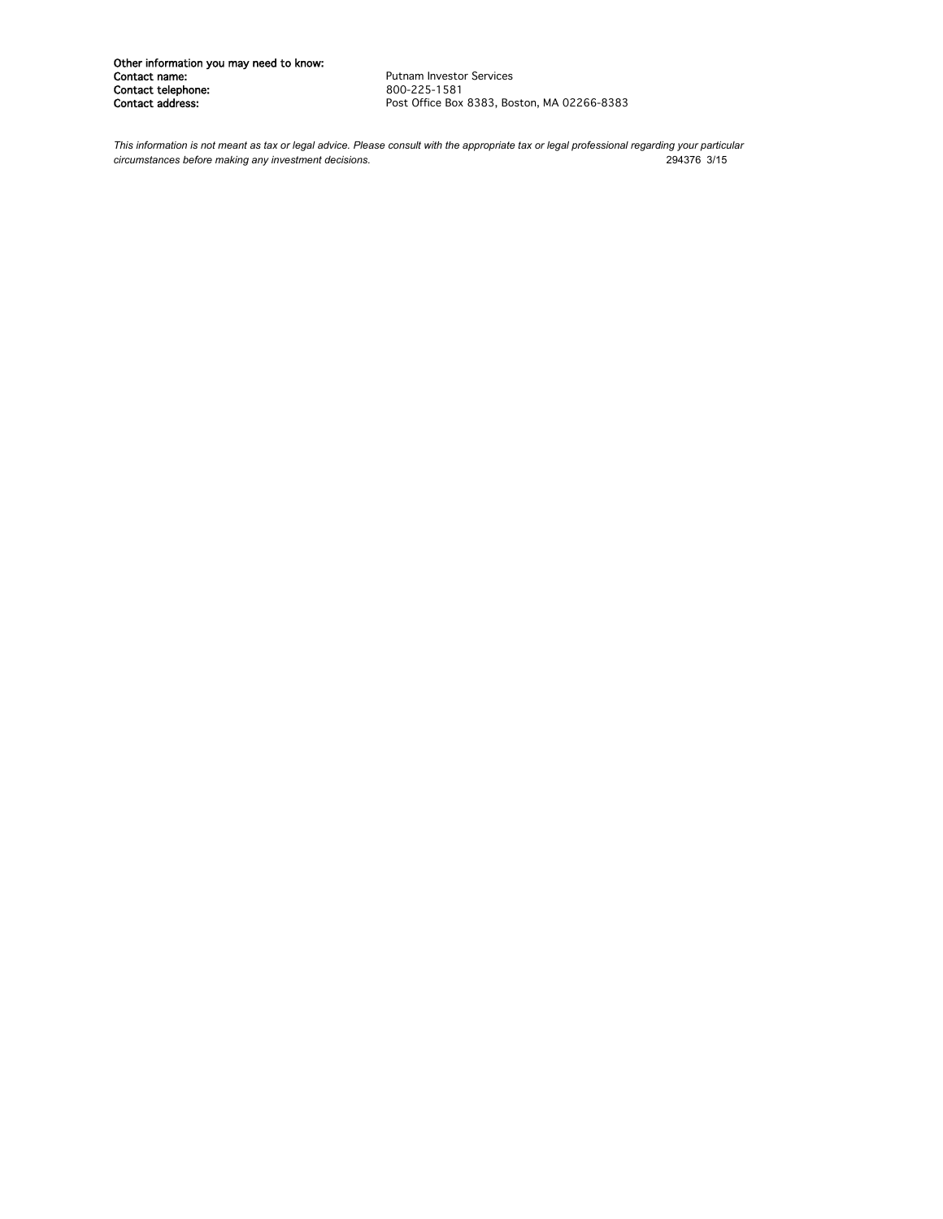**Other information you may need to know:**

| | |
|---|---|
| **Contact name:** | Putnam Investor Services |
| **Contact telephone:** | 800-225-1581 |
| **Contact address:** | Post Office Box 8383, Boston, MA 02266-8383 |

*This information is not meant as tax or legal advice. Please consult with the appropriate tax or legal professional regarding your particular circumstances before making any investment decisions.*

294376 3/15